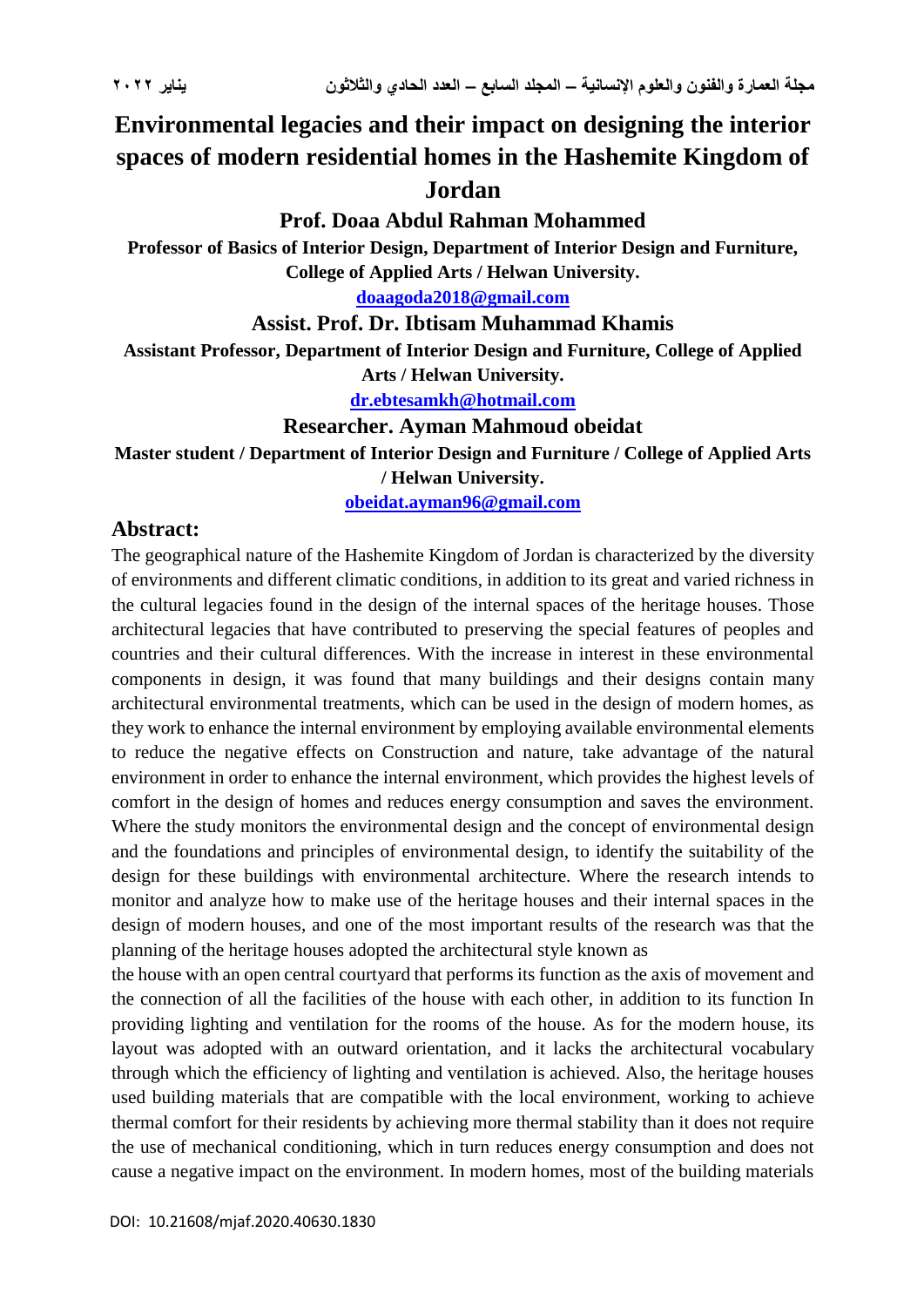# Environmental legacies and their impact on designing the interior spaces of modern residential homes in the Hashemite Kingdom of Jordan

**Prof. Doaa Abdul Rahman Mohammed**

**Professor of Basics of Interior Design, Department of Interior Design and Furniture, College of Applied Arts / Helwan University.**

doaagoda2018@gmail.com

**Assist. Prof. Dr. Ibtisam Muhammad Khamis**

**Assistant Professor, Department of Interior Design and Furniture, College of Applied Arts / Helwan University.**

dr.ebtesamkh@hotmail.com

**Researcher. Ayman Mahmoud obeidat**

**Master student / Department of Interior Design and Furniture / College of Applied Arts / Helwan University.**

obeidat.ayman96@gmail.com

## Abstract:

The geographical nature of the Hashemite Kingdom of Jordan is characterized by the diversity of environments and different climatic conditions, in addition to its great and varied richness in the cultural legacies found in the design of the internal spaces of the heritage houses. Those architectural legacies that have contributed to preserving the special features of peoples and countries and their cultural differences. With the increase in interest in these environmental components in design, it was found that many buildings and their designs contain many architectural environmental treatments, which can be used in the design of modern homes, as they work to enhance the internal environment by employing available environmental elements to reduce the negative effects on Construction and nature, take advantage of the natural environment in order to enhance the internal environment, which provides the highest levels of comfort in the design of homes and reduces energy consumption and saves the environment. Where the study monitors the environmental design and the concept of environmental design and the foundations and principles of environmental design, to identify the suitability of the design for these buildings with environmental architecture. Where the research intends to monitor and analyze how to make use of the heritage houses and their internal spaces in the design of modern houses, and one of the most important results of the research was that the planning of the heritage houses adopted the architectural style known as

the house with an open central courtyard that performs its function as the axis of movement and the connection of all the facilities of the house with each other, in addition to its function In providing lighting and ventilation for the rooms of the house. As for the modern house, its layout was adopted with an outward orientation, and it lacks the architectural vocabulary through which the efficiency of lighting and ventilation is achieved. Also, the heritage houses used building materials that are compatible with the local environment, working to achieve thermal comfort for their residents by achieving more thermal stability than it does not require the use of mechanical conditioning, which in turn reduces energy consumption and does not cause a negative impact on the environment. In modern homes, most of the building materials

DOI: 10.21608/mjaf.2020.40630.1830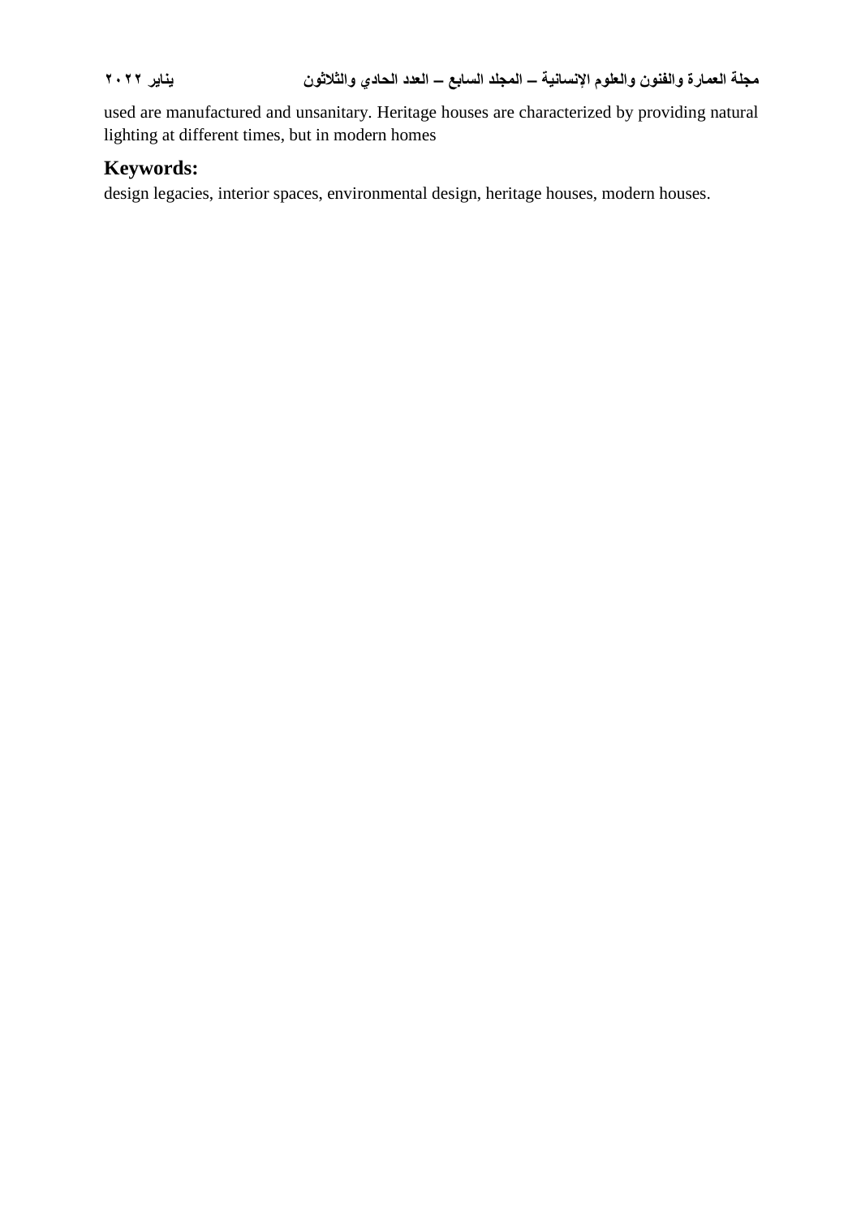used are manufactured and unsanitary. Heritage houses are characterized by providing natural lighting at different times, but in modern homes

## Keywords:

design legacies, interior spaces, environmental design, heritage houses, modern houses.